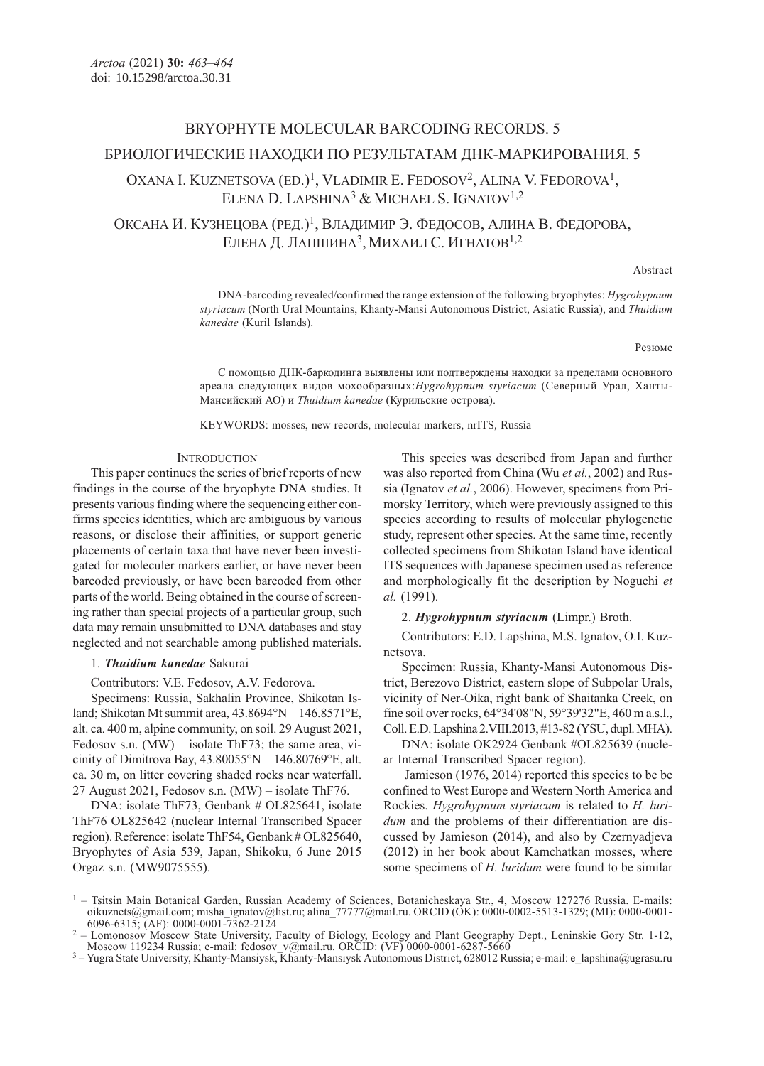# BRYOPHYTE MOLECULAR BARCODING RECORDS. 5

# БРИОЛОГИЧЕСКИЕ НАХОДКИ ПО РЕЗУЛЬТАТАМ ДНК-МАРКИРОВАНИЯ. 5

OXANA I. KUZNETSOVA (ED.)[1], VLADIMIR E. FEDOSOV[2], ALINA V. FEDOROVA[1], ELENA D. LAPSHINA[3] & MICHAEL S. IGNATOV[1,2]

ОКСАНА И. КУЗНЕЦОВА (РЕД.)[1], ВЛАДИМИР Э. ФЕДОСОВ, АЛИНА В. ФЕДОРОВА, ЕЛЕНА Д. ЛАПШИНА[3], МИХАИЛ С. ИГНАТОВ[1,2]

Abstract

DNA-barcoding revealed/confirmed the range extension of the following bryophytes: *Hygrohypnum styriacum* (North Ural Mountains, Khanty-Mansi Autonomous District, Asiatic Russia), and *Thuidium kanedae* (Kuril Islands).

Резюме

С помощью ДНК-баркодинга выявлены или подтверждены находки за пределами основного ареала следующих видов мохообразных: *Hygrohypnum styriacum* (Северный Урал, Ханты-Мансийский АО) и *Thuidium kanedae* (Курильские острова).

KEYWORDS: mosses, new records, molecular markers, nrITS, Russia

## INTRODUCTION

This paper continues the series of brief reports of new findings in the course of the bryophyte DNA studies. It presents various finding where the sequencing either confirms species identities, which are ambiguous by various reasons, or disclose their affinities, or support generic placements of certain taxa that have never been investigated for moleculer markers earlier, or have never been barcoded previously, or have been barcoded from other parts of the world. Being obtained in the course of screening rather than special projects of a particular group, such data may remain unsubmitted to DNA databases and stay neglected and not searchable among published materials.

### 1. ***Thuidium kanedae*** Sakurai

Contributors: V.E. Fedosov, A.V. Fedorova.

Specimens: Russia, Sakhalin Province, Shikotan Island; Shikotan Mt summit area, 43.8694°N – 146.8571°E, alt. ca. 400 m, alpine community, on soil. 29 August 2021, Fedosov s.n. (MW) – isolate ThF73; the same area, vicinity of Dimitrova Bay, 43.80055°N – 146.80769°E, alt. ca. 30 m, on litter covering shaded rocks near waterfall. 27 August 2021, Fedosov s.n. (MW) – isolate ThF76.

DNA: isolate ThF73, Genbank # OL825641, isolate ThF76 OL825642 (nuclear Internal Transcribed Spacer region). Reference: isolate ThF54, Genbank # OL825640, Bryophytes of Asia 539, Japan, Shikoku, 6 June 2015 Orgaz s.n. (MW9075555).

This species was described from Japan and further was also reported from China (Wu *et al.*, 2002) and Russia (Ignatov *et al.*, 2006). However, specimens from Primorsky Territory, which were previously assigned to this species according to results of molecular phylogenetic study, represent other species. At the same time, recently collected specimens from Shikotan Island have identical ITS sequences with Japanese specimen used as reference and morphologically fit the description by Noguchi *et al.* (1991).

### 2. ***Hygrohypnum styriacum*** (Limpr.) Broth.

Contributors: E.D. Lapshina, M.S. Ignatov, O.I. Kuznetsova.

Specimen: Russia, Khanty-Mansi Autonomous District, Berezovo District, eastern slope of Subpolar Urals, vicinity of Ner-Oika, right bank of Shaitanka Creek, on fine soil over rocks, 64°34'08"N, 59°39'32"E, 460 m a.s.l., Coll. E.D. Lapshina 2.VIII.2013, #13-82 (YSU, dupl. MHA).

DNA: isolate OK2924 Genbank #OL825639 (nuclear Internal Transcribed Spacer region).

Jamieson (1976, 2014) reported this species to be be confined to West Europe and Western North America and Rockies. *Hygrohypnum styriacum* is related to *H. luridum* and the problems of their differentiation are discussed by Jamieson (2014), and also by Czernyadjeva (2012) in her book about Kamchatkan mosses, where some specimens of *H. luridum* were found to be similar

---

[1] – Tsitsin Main Botanical Garden, Russian Academy of Sciences, Botanicheskaya Str., 4, Moscow 127276 Russia. E-mails: oikuznets@gmail.com; misha_ignatov@list.ru; alina_77777@mail.ru. ORCID (OK): 0000-0002-5513-1329; (MI): 0000-0001-6096-6315; (AF): 0000-0001-7362-2124

[2] – Lomonosov Moscow State University, Faculty of Biology, Ecology and Plant Geography Dept., Leninskie Gory Str. 1-12, Moscow 119234 Russia; e-mail: fedosov_v@mail.ru. ORCID: (VF) 0000-0001-6287-5660

[3] – Yugra State University, Khanty-Mansiysk, Khanty-Mansiysk Autonomous District, 628012 Russia; e-mail: e_lapshina@ugrasu.ru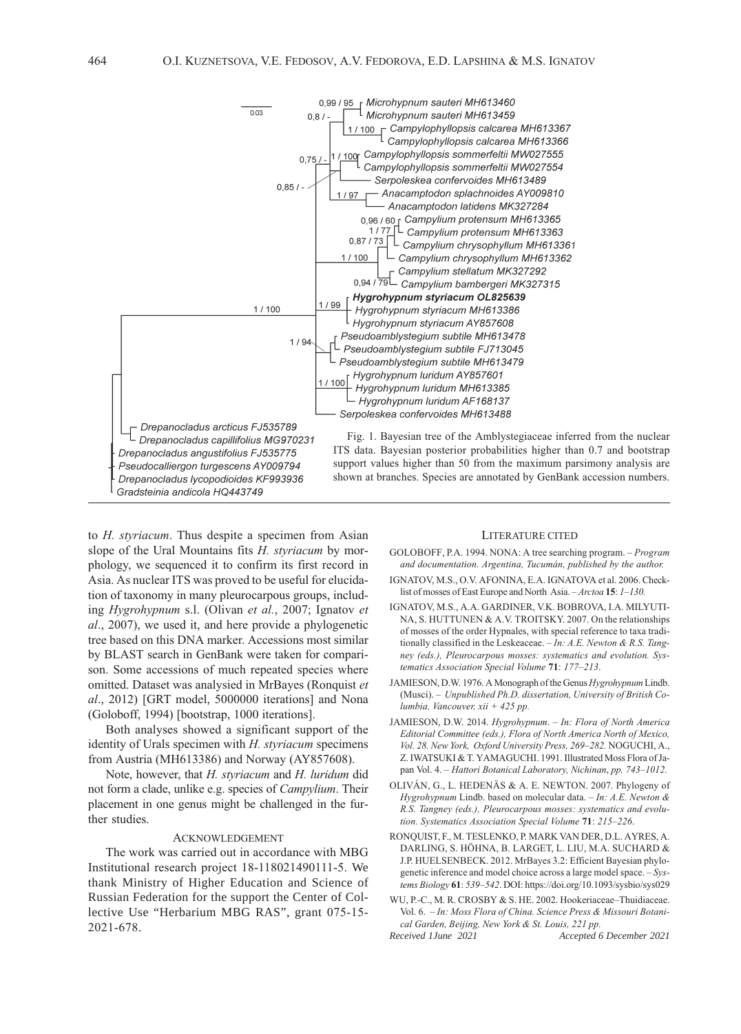0.03

0,99 / 95 *Microhypnum sauteri MH613460*
0,8 / - *Microhypnum sauteri MH613459*
1 / 100 *Campylophyllopsis calcarea MH613367*
*Campylophyllopsis calcarea MH613366*
0,75 / - 1 / 100 *Campylophyllopsis sommerfeltii MW027555*
*Campylophyllopsis sommerfeltii MW027554*
0,85 / - *Serpoleskea confervoides MH613489*
1 / 97 *Anacamptodon splachnoides AY009810*
*Anacamptodon latidens MK327284*
0,96 / 60 *Campylium protensum MH613365*
1 / 77 *Campylium protensum MH613363*
0,87 / 73 *Campylium chrysophyllum MH613361*
1 / 100 *Campylium chrysophyllum MH613362*
*Campylium stellatum MK327292*
0,94 / 79 *Campylium bambergeri MK327315*
1 / 99 ***Hygrohypnum styriacum OL825639***
1 / 100 *Hygrohypnum styriacum MH613386*
*Hygrohypnum styriacum AY857608*
*Pseudoamblystegium subtile MH613478*
1 / 94 *Pseudoamblystegium subtile FJ713045*
*Pseudoamblystegium subtile MH613479*
1 / 100 *Hygrohypnum luridum AY857601*
*Hygrohypnum luridum MH613385*
*Hygrohypnum luridum AF168137*
*Serpoleskea confervoides MH613488*
*Drepanocladus arcticus FJ535789*
*Drepanocladus capillifolius MG970231*
*Drepanocladus angustifolius FJ535775*
*Pseudocalliergon turgescens AY009794*
*Drepanocladus lycopodioides KF993936*
*Gradsteinia andicola HQ443749*

Fig. 1. Bayesian tree of the Amblystegiaceae inferred from the nuclear ITS data. Bayesian posterior probabilities higher than 0.7 and bootstrap support values higher than 50 from the maximum parsimony analysis are shown at branches. Species are annotated by GenBank accession numbers.

to *H. styriacum*. Thus despite a specimen from Asian slope of the Ural Mountains fits *H. styriacum* by morphology, we sequenced it to confirm its first record in Asia. As nuclear ITS was proved to be useful for elucidation of taxonomy in many pleurocarpous groups, including *Hygrohypnum* s.l. (Olivan *et al.*, 2007; Ignatov *et al*., 2007), we used it, and here provide a phylogenetic tree based on this DNA marker. Accessions most similar by BLAST search in GenBank were taken for comparison. Some accessions of much repeated species where omitted. Dataset was analysied in MrBayes (Ronquist *et al*., 2012) [GRT model, 5000000 iterations] and Nona (Goloboff, 1994) [bootstrap, 1000 iterations].

Both analyses showed a significant support of the identity of Urals specimen with *H. styriacum* specimens from Austria (MH613386) and Norway (AY857608).

Note, however, that *H. styriacum* and *H. luridum* did not form a clade, unlike e.g. species of *Campylium*. Their placement in one genus might be challenged in the further studies.

## Acknowledgement

The work was carried out in accordance with MBG Institutional research project 18-118021490111-5. We thank Ministry of Higher Education and Science of Russian Federation for the support the Center of Collective Use "Herbarium MBG RAS", grant 075-15-2021-678.

## Literature cited

GOLOBOFF, P.A. 1994. NONA: A tree searching program. – *Program and documentation. Argentina, Tucumán, published by the author.*

IGNATOV, M.S., O.V. AFONINA, E.A. IGNATOVA et al. 2006. Check-list of mosses of East Europe and North Asia. – *Arctoa* **15**: *1–130.*

IGNATOV, M.S., A.A. GARDINER, V.K. BOBROVA, I.A. MILYUTINA, S. HUTTUNEN & A.V. TROITSKY. 2007. On the relationships of mosses of the order Hypnales, with special reference to taxa traditionally classified in the Leskeaceae. – *In: A.E. Newton & R.S. Tangney (eds.), Pleurocarpous mosses: systematics and evolution. Systematics Association Special Volume* **71**: *177–213*.

JAMIESON, D.W. 1976. A Monograph of the Genus *Hygrohypnum* Lindb. (Musci). – *Unpublished Ph.D. dissertation, University of British Columbia, Vancouver, xii + 425 pp.*

JAMIESON, D.W. 2014. *Hygrohypnum*. – *In: Flora of North America Editorial Committee (eds.), Flora of North America North of Mexico, Vol. 28. New York, Oxford University Press, 269–282.* NOGUCHI, A., Z. IWATSUKI & T. YAMAGUCHI. 1991. Illustrated Moss Flora of Japan Vol. 4. – *Hattori Botanical Laboratory, Nichinan, pp. 743–1012.*

OLIVÁN, G., L. HEDENÄS & A. E. NEWTON. 2007. Phylogeny of *Hygrohypnum* Lindb. based on molecular data. – *In: A.E. Newton & R.S. Tangney (eds.), Pleurocarpous mosses: systematics and evolution. Systematics Association Special Volume* **71**: *215–226*.

RONQUIST, F., M. TESLENKO, P. MARK VAN DER, D.L. AYRES, A. DARLING, S. HÖHNA, B. LARGET, L. LIU, M.A. SUCHARD & J.P. HUELSENBECK. 2012. MrBayes 3.2: Efficient Bayesian phylogenetic inference and model choice across a large model space. – *Systems Biology* **61**: *539–542*. DOI: https://doi.org/10.1093/sysbio/sys029

WU, P.-C., M. R. CROSBY & S. HE. 2002. Hookeriaceae–Thuidiaceae. Vol. 6. – *In: Moss Flora of China. Science Press & Missouri Botanical Garden, Beijing, New York & St. Louis, 221 pp.*

*Received 1June 2021 Accepted 6 December 2021*